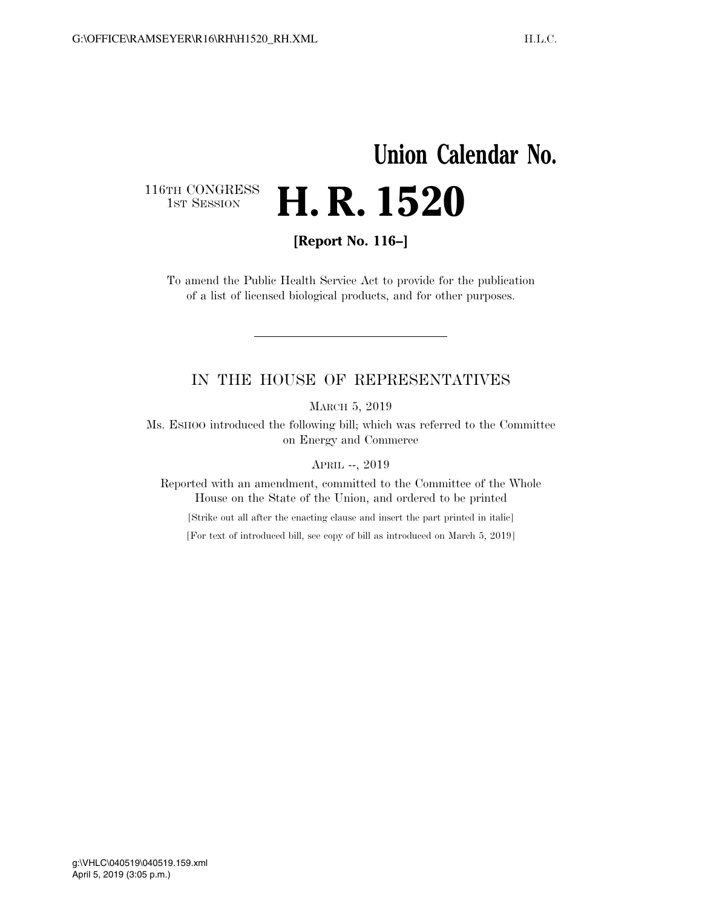# Union Calendar No.

116TH CONGRESS
1ST SESSION

# H. R. 1520

**[Report No. 116–]**

To amend the Public Health Service Act to provide for the publication of a list of licensed biological products, and for other purposes.

---

IN THE HOUSE OF REPRESENTATIVES

MARCH 5, 2019

Ms. ESHOO introduced the following bill; which was referred to the Committee on Energy and Commerce

APRIL --, 2019

Reported with an amendment, committed to the Committee of the Whole House on the State of the Union, and ordered to be printed

[Strike out all after the enacting clause and insert the part printed in italic]

[For text of introduced bill, see copy of bill as introduced on March 5, 2019]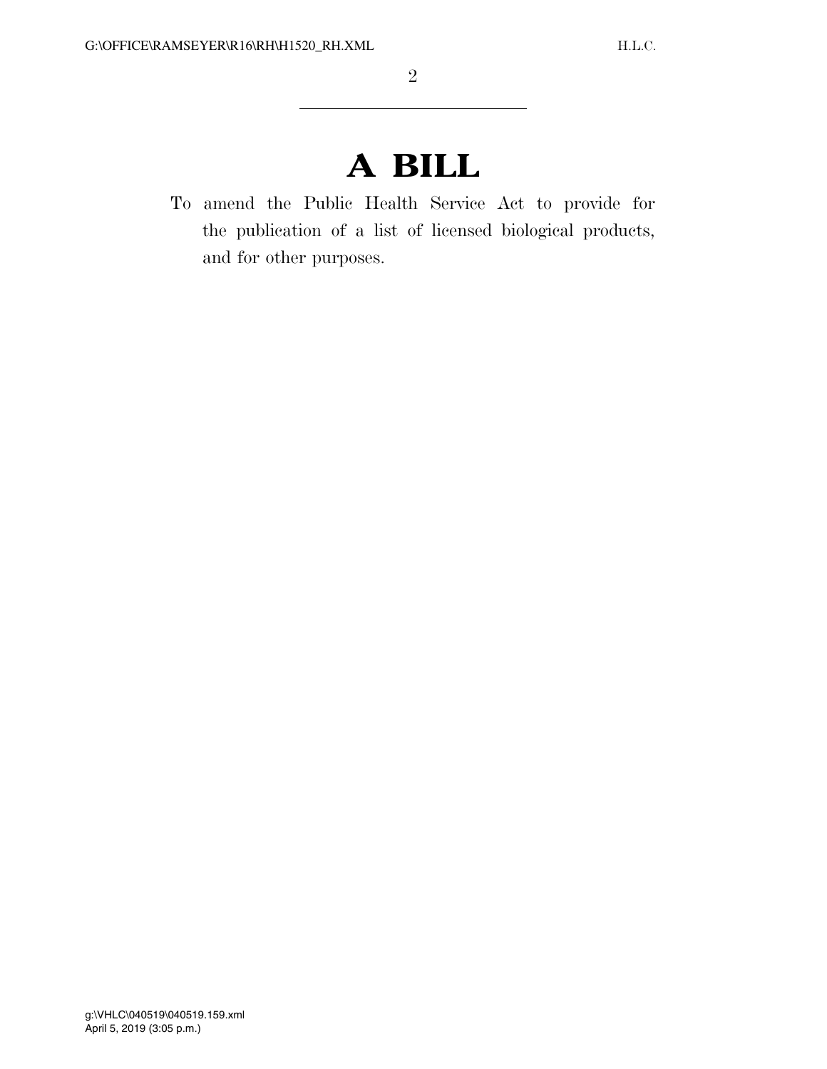# A BILL

To amend the Public Health Service Act to provide for the publication of a list of licensed biological products, and for other purposes.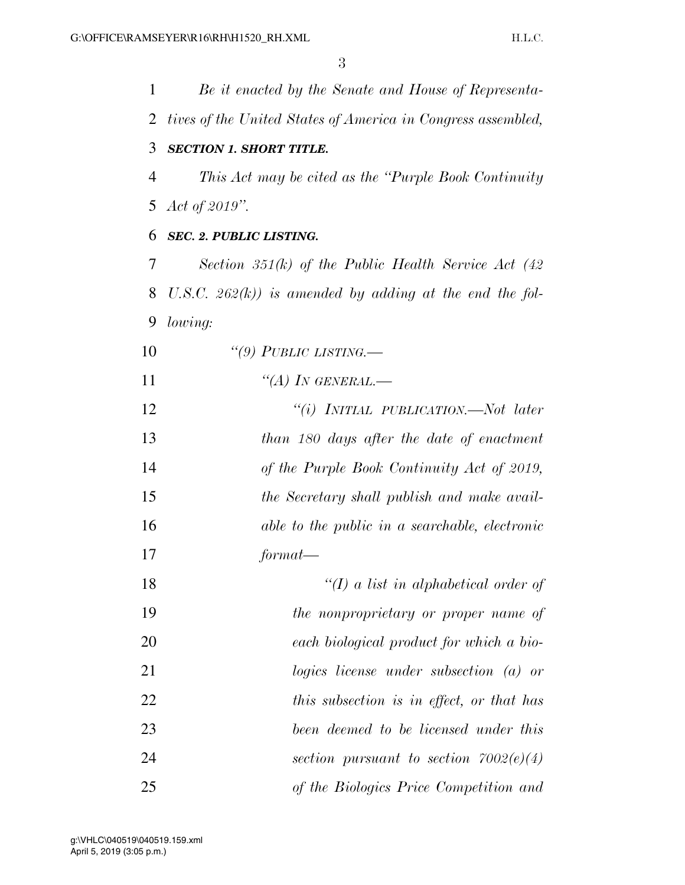*Be it enacted by the Senate and House of Representatives of the United States of America in Congress assembled,*

***SECTION 1. SHORT TITLE.***

*This Act may be cited as the "Purple Book Continuity Act of 2019".*

***SEC. 2. PUBLIC LISTING.***

*Section 351(k) of the Public Health Service Act (42 U.S.C. 262(k)) is amended by adding at the end the following:*

*"(9) PUBLIC LISTING.—*

*"(A) IN GENERAL.—*

*"(i) INITIAL PUBLICATION.—Not later than 180 days after the date of enactment of the Purple Book Continuity Act of 2019, the Secretary shall publish and make available to the public in a searchable, electronic format—*

*"(I) a list in alphabetical order of the nonproprietary or proper name of each biological product for which a biologics license under subsection (a) or this subsection is in effect, or that has been deemed to be licensed under this section pursuant to section 7002(e)(4) of the Biologics Price Competition and*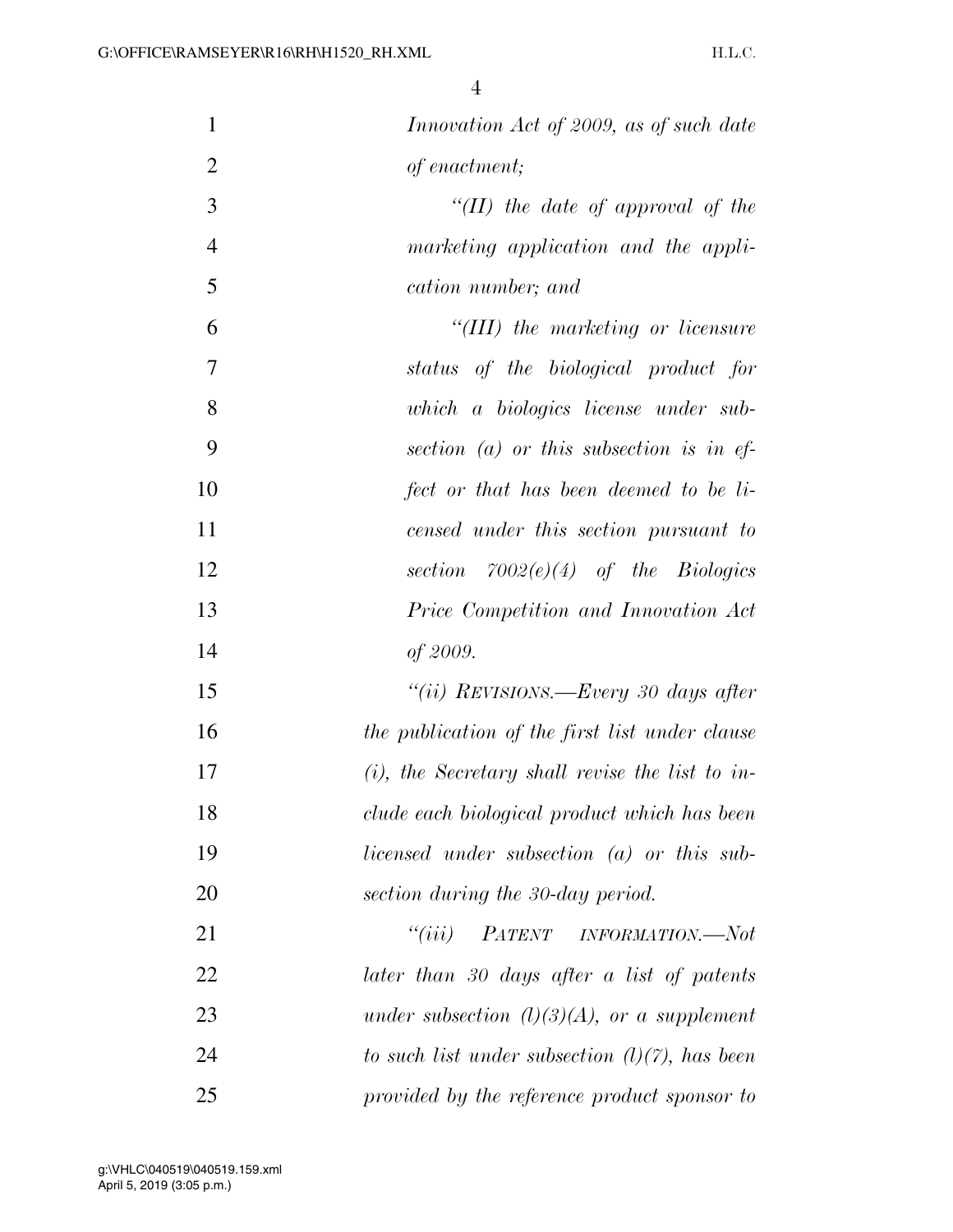*Innovation Act of 2009, as of such date of enactment;*

*"(II) the date of approval of the marketing application and the application number; and*

*"(III) the marketing or licensure status of the biological product for which a biologics license under subsection (a) or this subsection is in effect or that has been deemed to be licensed under this section pursuant to section 7002(e)(4) of the Biologics Price Competition and Innovation Act of 2009.*

*"(ii) REVISIONS.—Every 30 days after the publication of the first list under clause (i), the Secretary shall revise the list to include each biological product which has been licensed under subsection (a) or this subsection during the 30-day period.*

*"(iii) PATENT INFORMATION.—Not later than 30 days after a list of patents under subsection (l)(3)(A), or a supplement to such list under subsection (l)(7), has been provided by the reference product sponsor to*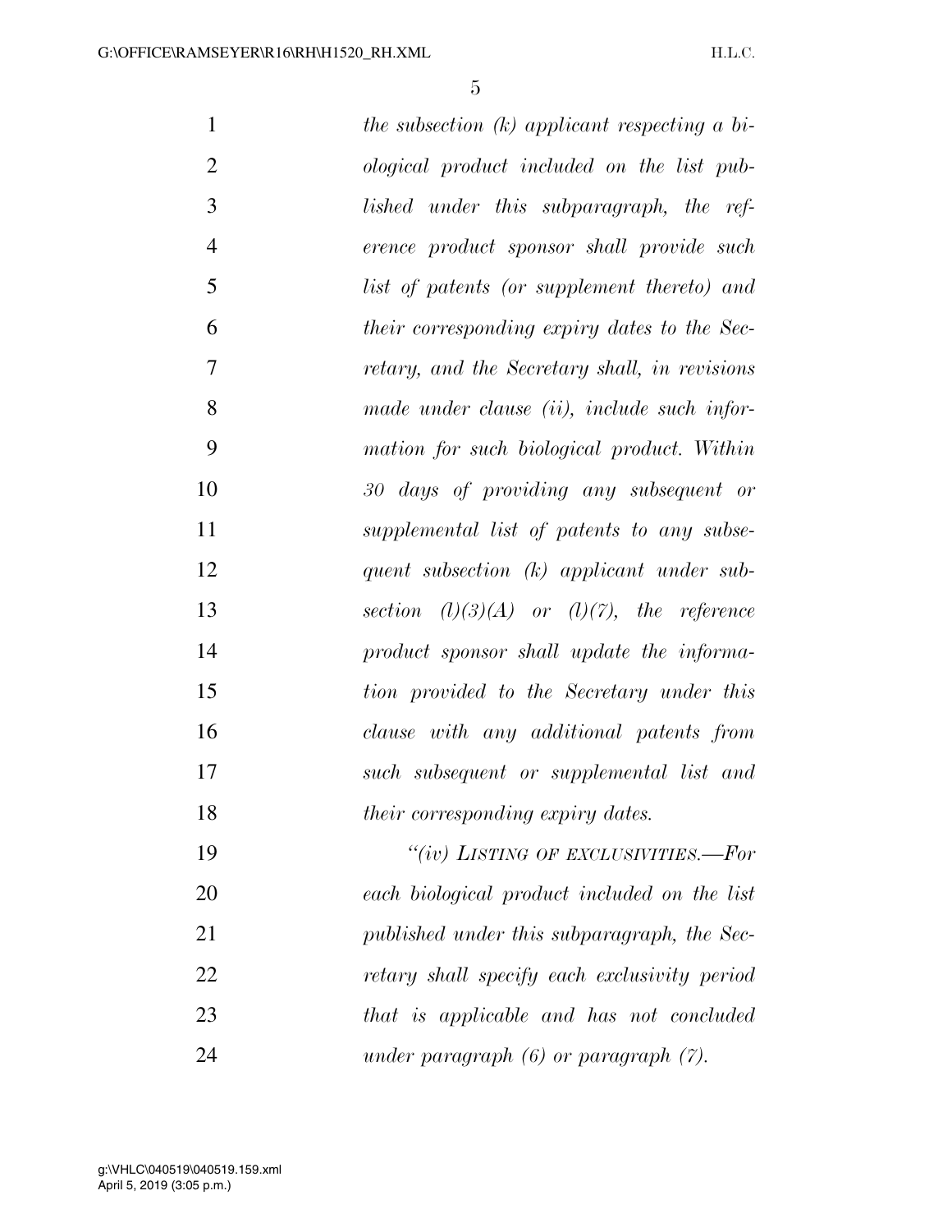*the subsection (k) applicant respecting a biological product included on the list published under this subparagraph, the reference product sponsor shall provide such list of patents (or supplement thereto) and their corresponding expiry dates to the Secretary, and the Secretary shall, in revisions made under clause (ii), include such information for such biological product. Within 30 days of providing any subsequent or supplemental list of patents to any subsequent subsection (k) applicant under subsection (l)(3)(A) or (l)(7), the reference product sponsor shall update the information provided to the Secretary under this clause with any additional patents from such subsequent or supplemental list and their corresponding expiry dates.*

*"(iv) LISTING OF EXCLUSIVITIES.—For each biological product included on the list published under this subparagraph, the Secretary shall specify each exclusivity period that is applicable and has not concluded under paragraph (6) or paragraph (7).*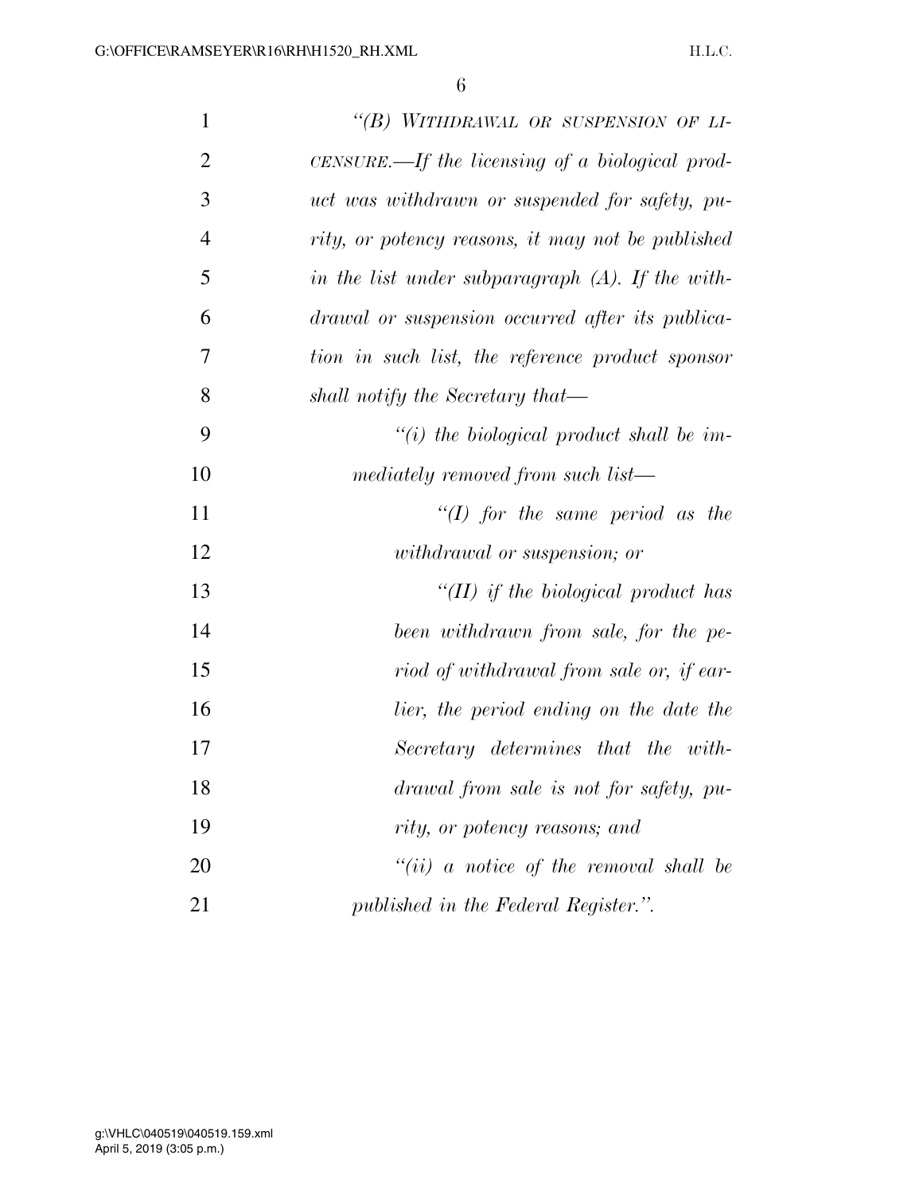*"(B) WITHDRAWAL OR SUSPENSION OF LICENSURE.—If the licensing of a biological product was withdrawn or suspended for safety, purity, or potency reasons, it may not be published in the list under subparagraph (A). If the withdrawal or suspension occurred after its publication in such list, the reference product sponsor shall notify the Secretary that—*

*"(i) the biological product shall be immediately removed from such list—*

*"(I) for the same period as the withdrawal or suspension; or*

*"(II) if the biological product has been withdrawn from sale, for the period of withdrawal from sale or, if earlier, the period ending on the date the Secretary determines that the withdrawal from sale is not for safety, purity, or potency reasons; and*

*"(ii) a notice of the removal shall be published in the Federal Register.".*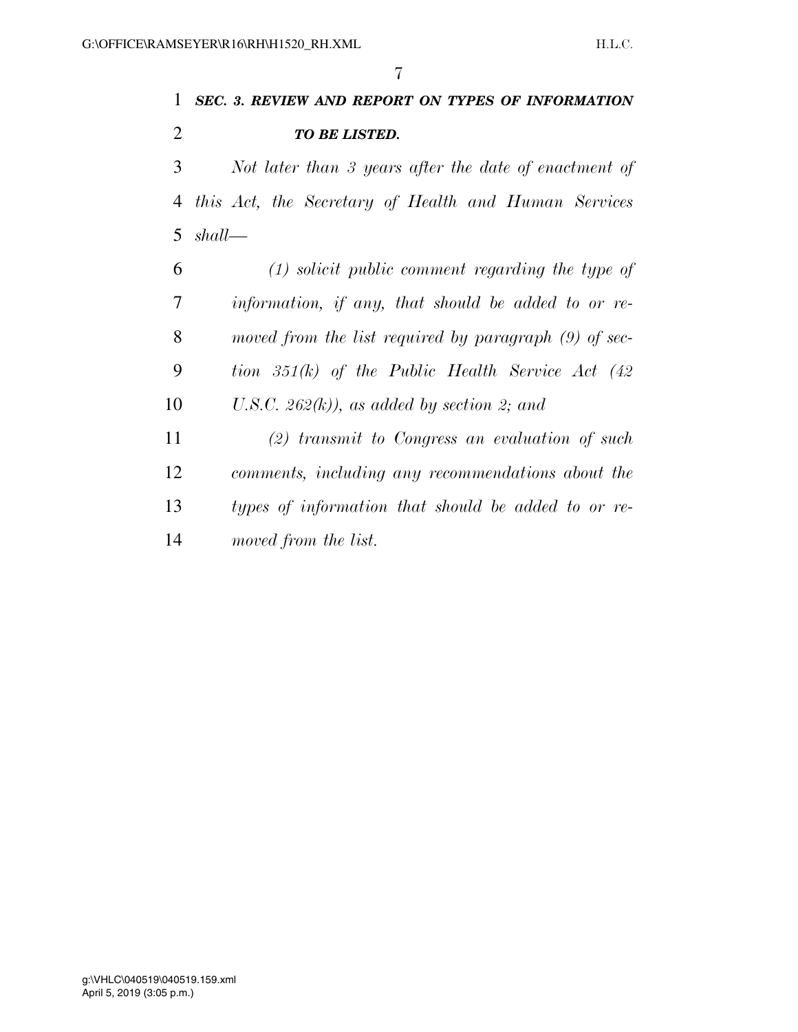***SEC. 3. REVIEW AND REPORT ON TYPES OF INFORMATION TO BE LISTED.***

*Not later than 3 years after the date of enactment of this Act, the Secretary of Health and Human Services shall—*

*(1) solicit public comment regarding the type of information, if any, that should be added to or removed from the list required by paragraph (9) of section 351(k) of the Public Health Service Act (42 U.S.C. 262(k)), as added by section 2; and*

*(2) transmit to Congress an evaluation of such comments, including any recommendations about the types of information that should be added to or removed from the list.*